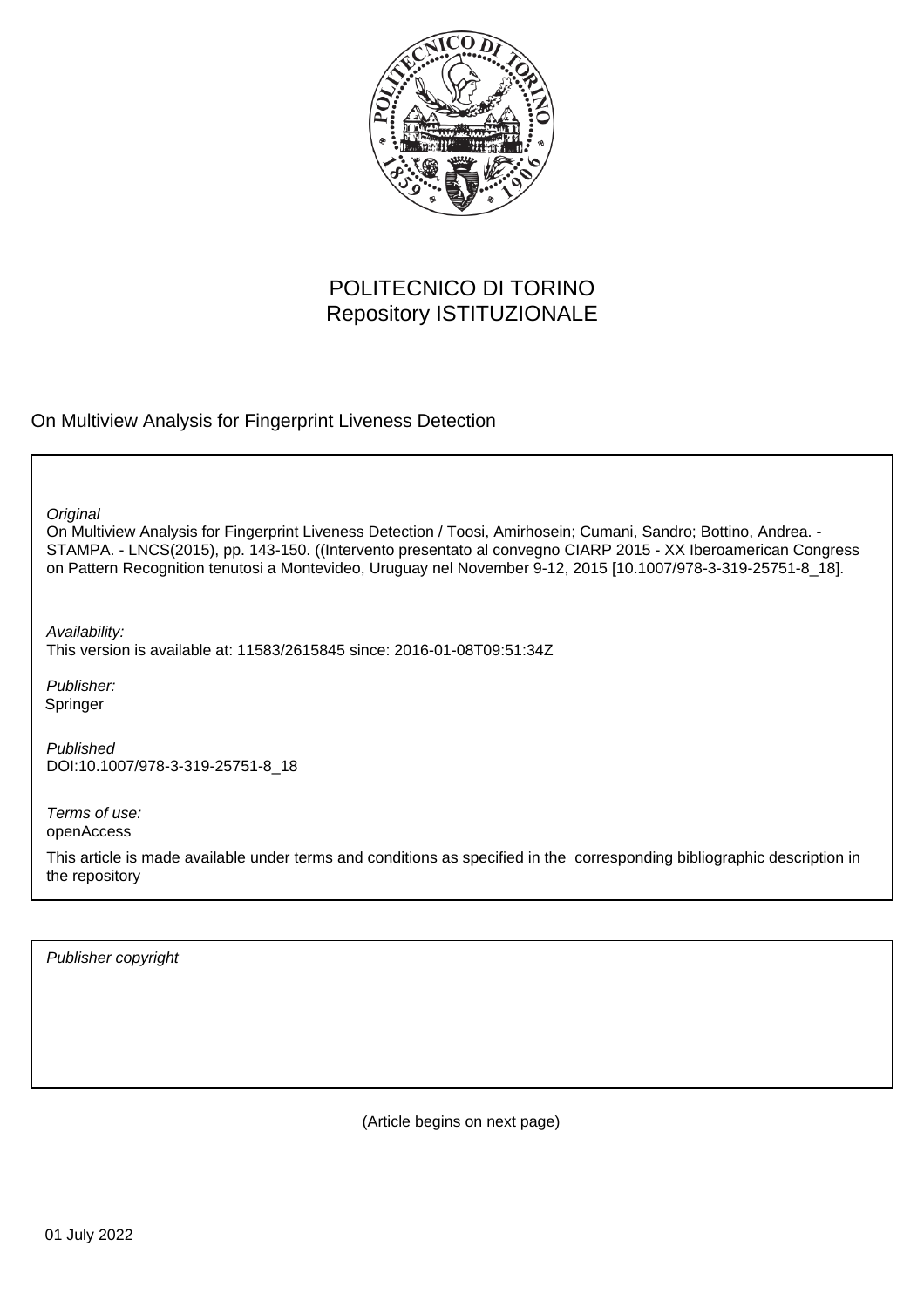POLITECNICO DI TORINO
Repository ISTITUZIONALE

On Multiview Analysis for Fingerprint Liveness Detection

*Original*
On Multiview Analysis for Fingerprint Liveness Detection / Toosi, Amirhosein; Cumani, Sandro; Bottino, Andrea. - STAMPA. - LNCS(2015), pp. 143-150. ((Intervento presentato al convegno CIARP 2015 - XX Iberoamerican Congress on Pattern Recognition tenutosi a Montevideo, Uruguay nel November 9-12, 2015 [10.1007/978-3-319-25751-8_18].

*Availability:*
This version is available at: 11583/2615845 since: 2016-01-08T09:51:34Z

*Publisher:*
Springer

*Published*
DOI:10.1007/978-3-319-25751-8_18

*Terms of use:*
openAccess

This article is made available under terms and conditions as specified in the corresponding bibliographic description in the repository

*Publisher copyright*

(Article begins on next page)

01 July 2022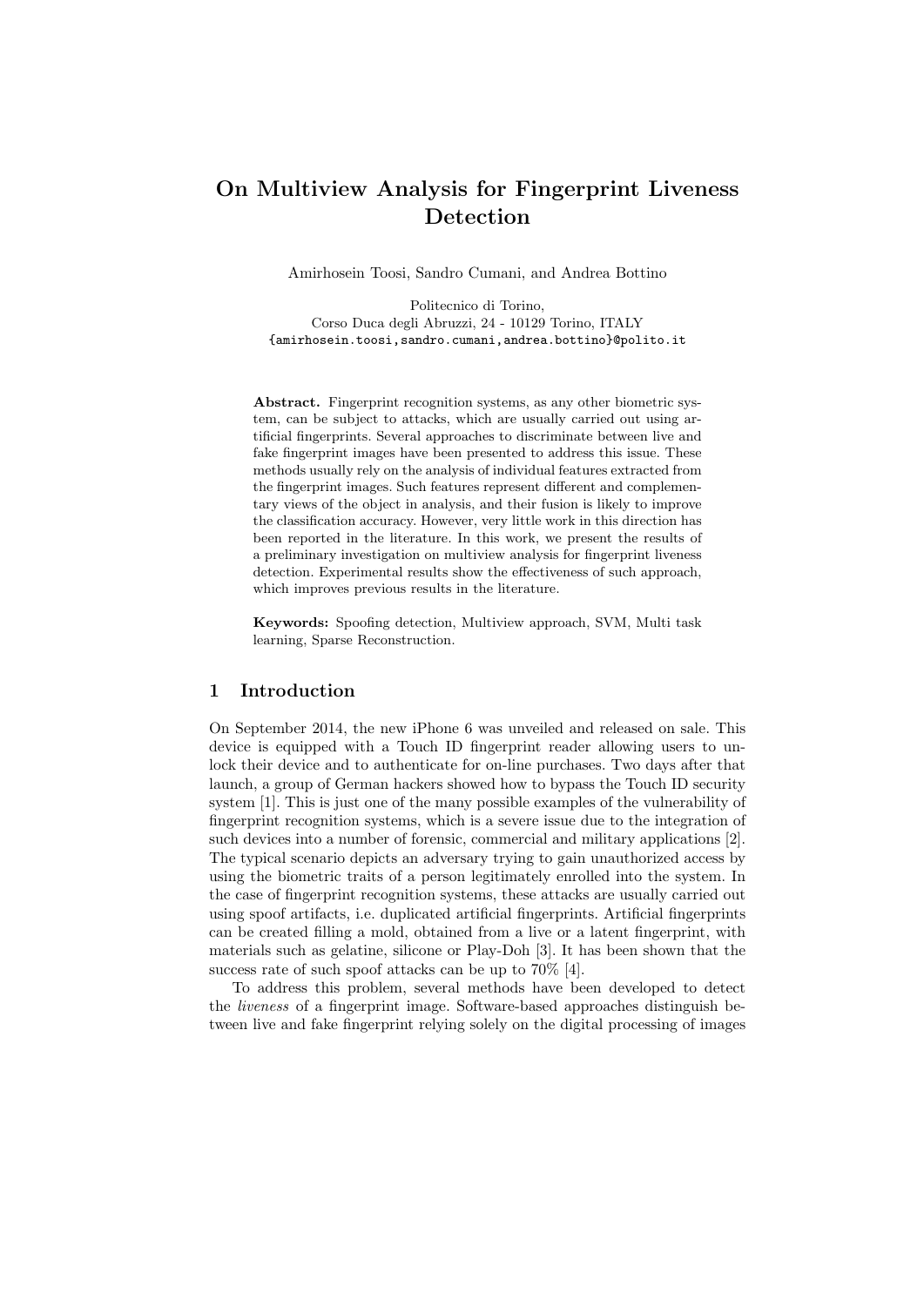# On Multiview Analysis for Fingerprint Liveness Detection

Amirhosein Toosi, Sandro Cumani, and Andrea Bottino

Politecnico di Torino,  
Corso Duca degli Abruzzi, 24 - 10129 Torino, ITALY  
{amirhosein.toosi,sandro.cumani,andrea.bottino}@polito.it

**Abstract.** Fingerprint recognition systems, as any other biometric system, can be subject to attacks, which are usually carried out using artificial fingerprints. Several approaches to discriminate between live and fake fingerprint images have been presented to address this issue. These methods usually rely on the analysis of individual features extracted from the fingerprint images. Such features represent different and complementary views of the object in analysis, and their fusion is likely to improve the classification accuracy. However, very little work in this direction has been reported in the literature. In this work, we present the results of a preliminary investigation on multiview analysis for fingerprint liveness detection. Experimental results show the effectiveness of such approach, which improves previous results in the literature.

**Keywords:** Spoofing detection, Multiview approach, SVM, Multi task learning, Sparse Reconstruction.

## 1 Introduction

On September 2014, the new iPhone 6 was unveiled and released on sale. This device is equipped with a Touch ID fingerprint reader allowing users to unlock their device and to authenticate for on-line purchases. Two days after that launch, a group of German hackers showed how to bypass the Touch ID security system [1]. This is just one of the many possible examples of the vulnerability of fingerprint recognition systems, which is a severe issue due to the integration of such devices into a number of forensic, commercial and military applications [2]. The typical scenario depicts an adversary trying to gain unauthorized access by using the biometric traits of a person legitimately enrolled into the system. In the case of fingerprint recognition systems, these attacks are usually carried out using spoof artifacts, i.e. duplicated artificial fingerprints. Artificial fingerprints can be created filling a mold, obtained from a live or a latent fingerprint, with materials such as gelatine, silicone or Play-Doh [3]. It has been shown that the success rate of such spoof attacks can be up to 70% [4].

To address this problem, several methods have been developed to detect the *liveness* of a fingerprint image. Software-based approaches distinguish between live and fake fingerprint relying solely on the digital processing of images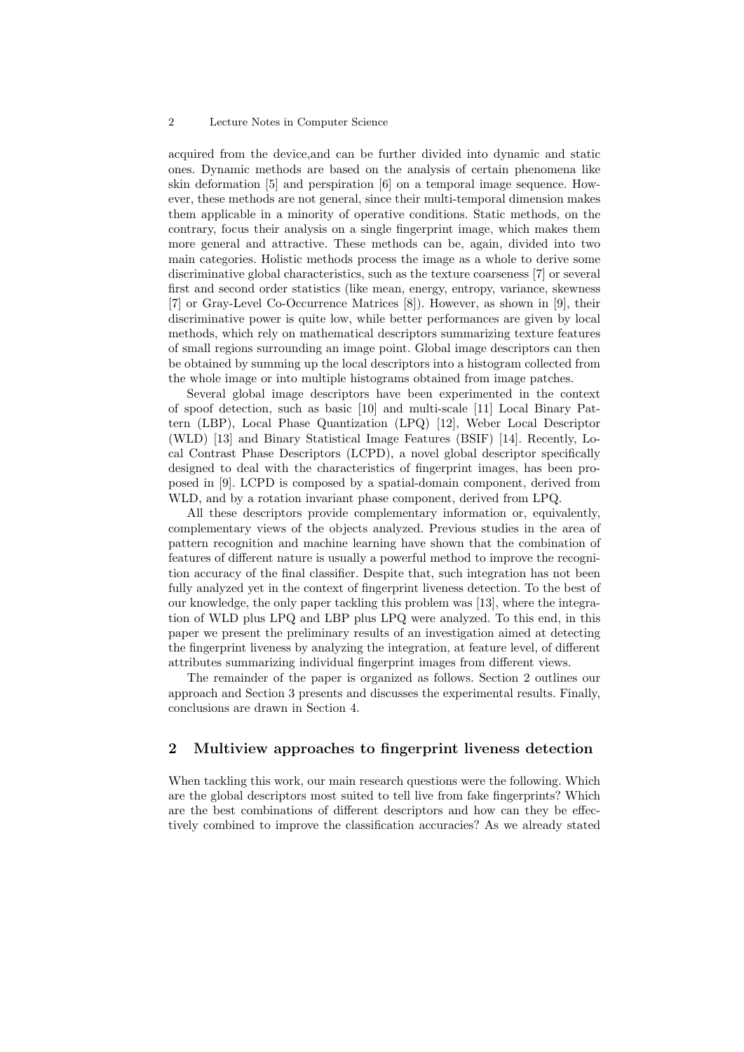acquired from the device,and can be further divided into dynamic and static ones. Dynamic methods are based on the analysis of certain phenomena like skin deformation [5] and perspiration [6] on a temporal image sequence. However, these methods are not general, since their multi-temporal dimension makes them applicable in a minority of operative conditions. Static methods, on the contrary, focus their analysis on a single fingerprint image, which makes them more general and attractive. These methods can be, again, divided into two main categories. Holistic methods process the image as a whole to derive some discriminative global characteristics, such as the texture coarseness [7] or several first and second order statistics (like mean, energy, entropy, variance, skewness [7] or Gray-Level Co-Occurrence Matrices [8]). However, as shown in [9], their discriminative power is quite low, while better performances are given by local methods, which rely on mathematical descriptors summarizing texture features of small regions surrounding an image point. Global image descriptors can then be obtained by summing up the local descriptors into a histogram collected from the whole image or into multiple histograms obtained from image patches.

Several global image descriptors have been experimented in the context of spoof detection, such as basic [10] and multi-scale [11] Local Binary Pattern (LBP), Local Phase Quantization (LPQ) [12], Weber Local Descriptor (WLD) [13] and Binary Statistical Image Features (BSIF) [14]. Recently, Local Contrast Phase Descriptors (LCPD), a novel global descriptor specifically designed to deal with the characteristics of fingerprint images, has been proposed in [9]. LCPD is composed by a spatial-domain component, derived from WLD, and by a rotation invariant phase component, derived from LPQ.

All these descriptors provide complementary information or, equivalently, complementary views of the objects analyzed. Previous studies in the area of pattern recognition and machine learning have shown that the combination of features of different nature is usually a powerful method to improve the recognition accuracy of the final classifier. Despite that, such integration has not been fully analyzed yet in the context of fingerprint liveness detection. To the best of our knowledge, the only paper tackling this problem was [13], where the integration of WLD plus LPQ and LBP plus LPQ were analyzed. To this end, in this paper we present the preliminary results of an investigation aimed at detecting the fingerprint liveness by analyzing the integration, at feature level, of different attributes summarizing individual fingerprint images from different views.

The remainder of the paper is organized as follows. Section 2 outlines our approach and Section 3 presents and discusses the experimental results. Finally, conclusions are drawn in Section 4.

## 2 Multiview approaches to fingerprint liveness detection

When tackling this work, our main research questions were the following. Which are the global descriptors most suited to tell live from fake fingerprints? Which are the best combinations of different descriptors and how can they be effectively combined to improve the classification accuracies? As we already stated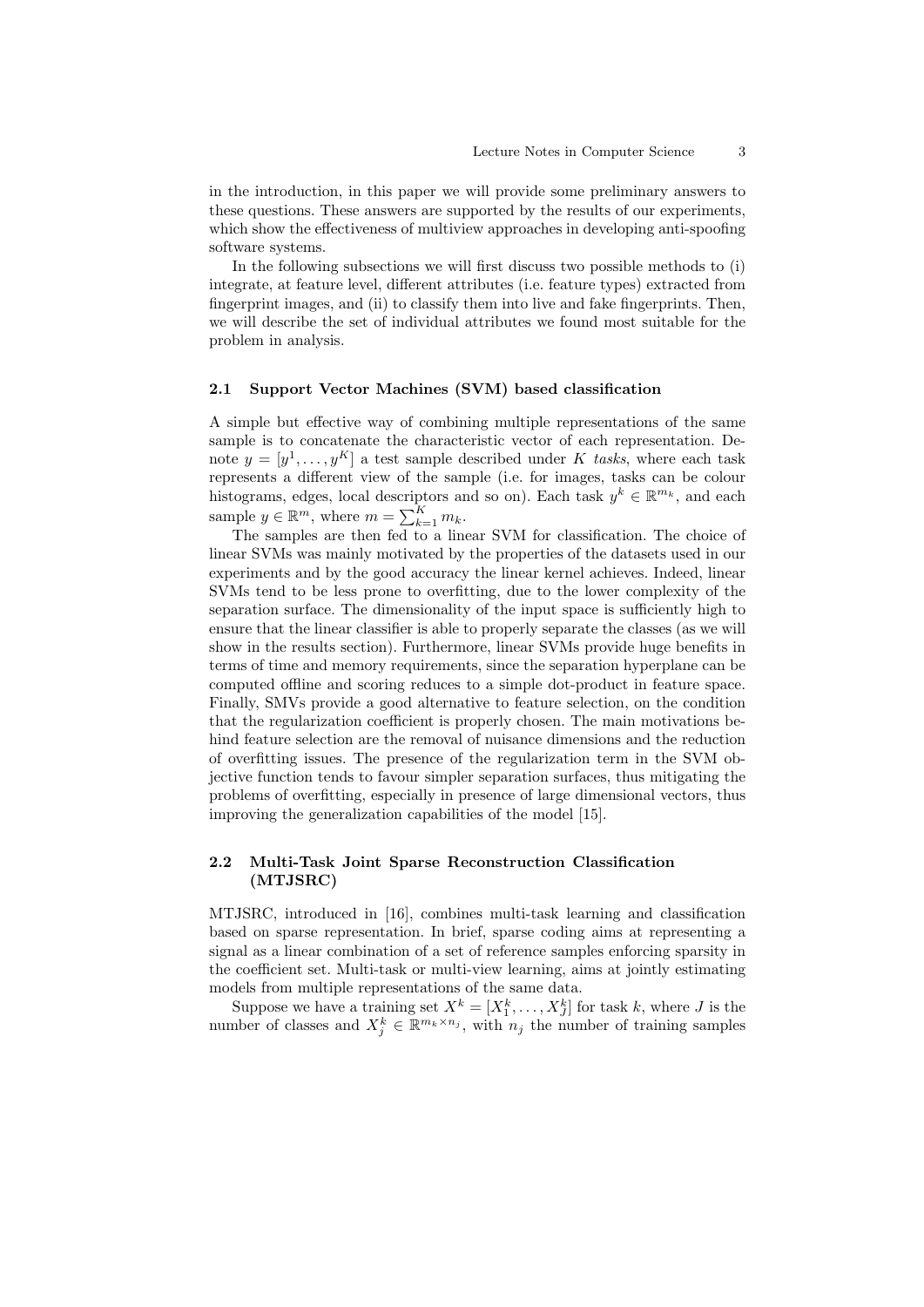in the introduction, in this paper we will provide some preliminary answers to these questions. These answers are supported by the results of our experiments, which show the effectiveness of multiview approaches in developing anti-spoofing software systems.

In the following subsections we will first discuss two possible methods to (i) integrate, at feature level, different attributes (i.e. feature types) extracted from fingerprint images, and (ii) to classify them into live and fake fingerprints. Then, we will describe the set of individual attributes we found most suitable for the problem in analysis.

### 2.1 Support Vector Machines (SVM) based classification

A simple but effective way of combining multiple representations of the same sample is to concatenate the characteristic vector of each representation. Denote $y = [y^1, \ldots, y^K]$ a test sample described under $K$ *tasks*, where each task represents a different view of the sample (i.e. for images, tasks can be colour histograms, edges, local descriptors and so on). Each task $y^k \in \mathbb{R}^{m_k}$, and each sample $y \in \mathbb{R}^m$, where $m = \sum_{k=1}^{K} m_k$.

The samples are then fed to a linear SVM for classification. The choice of linear SVMs was mainly motivated by the properties of the datasets used in our experiments and by the good accuracy the linear kernel achieves. Indeed, linear SVMs tend to be less prone to overfitting, due to the lower complexity of the separation surface. The dimensionality of the input space is sufficiently high to ensure that the linear classifier is able to properly separate the classes (as we will show in the results section). Furthermore, linear SVMs provide huge benefits in terms of time and memory requirements, since the separation hyperplane can be computed offline and scoring reduces to a simple dot-product in feature space. Finally, SMVs provide a good alternative to feature selection, on the condition that the regularization coefficient is properly chosen. The main motivations behind feature selection are the removal of nuisance dimensions and the reduction of overfitting issues. The presence of the regularization term in the SVM objective function tends to favour simpler separation surfaces, thus mitigating the problems of overfitting, especially in presence of large dimensional vectors, thus improving the generalization capabilities of the model [15].

### 2.2 Multi-Task Joint Sparse Reconstruction Classification (MTJSRC)

MTJSRC, introduced in [16], combines multi-task learning and classification based on sparse representation. In brief, sparse coding aims at representing a signal as a linear combination of a set of reference samples enforcing sparsity in the coefficient set. Multi-task or multi-view learning, aims at jointly estimating models from multiple representations of the same data.

Suppose we have a training set $X^k = [X_1^k, \ldots, X_J^k]$ for task $k$, where $J$ is the number of classes and $X_j^k \in \mathbb{R}^{m_k \times n_j}$, with $n_j$ the number of training samples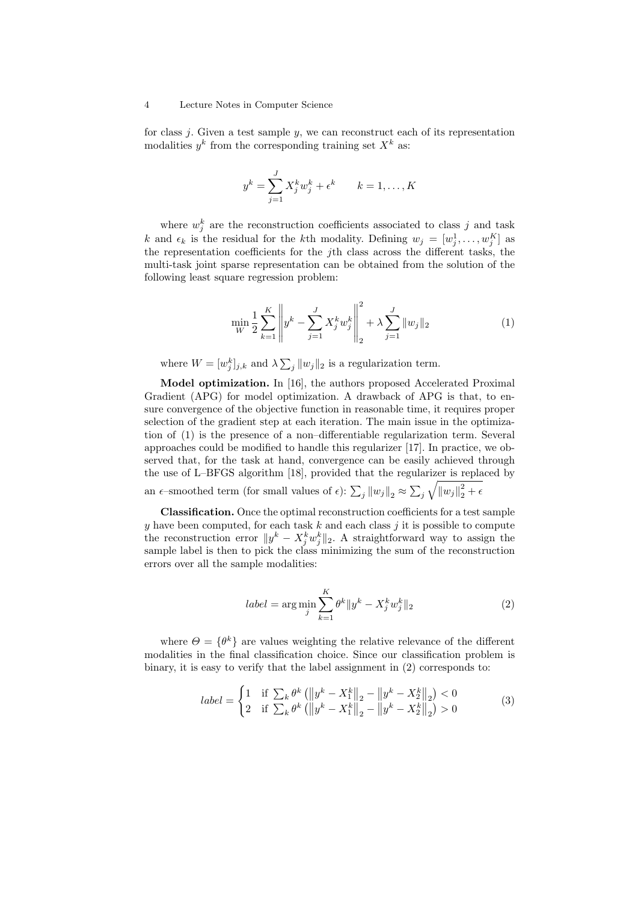for class $j$. Given a test sample $y$, we can reconstruct each of its representation modalities $y^k$ from the corresponding training set $X^k$ as:

$$y^k = \sum_{j=1}^{J} X_j^k w_j^k + \epsilon^k \qquad k = 1, \ldots, K$$

where $w_j^k$ are the reconstruction coefficients associated to class $j$ and task $k$ and $\epsilon_k$ is the residual for the $k$th modality. Defining $w_j = [w_j^1, \ldots, w_j^K]$ as the representation coefficients for the $j$th class across the different tasks, the multi-task joint sparse representation can be obtained from the solution of the following least square regression problem:

$$\min_{W} \frac{1}{2} \sum_{k=1}^{K} \left\| y^k - \sum_{j=1}^{J} X_j^k w_j^k \right\|_2^2 + \lambda \sum_{j=1}^{J} \|w_j\|_2 \tag{1}$$

where $W = [w_j^k]_{j,k}$ and $\lambda \sum_j \|w_j\|_2$ is a regularization term.

**Model optimization.** In [16], the authors proposed Accelerated Proximal Gradient (APG) for model optimization. A drawback of APG is that, to ensure convergence of the objective function in reasonable time, it requires proper selection of the gradient step at each iteration. The main issue in the optimization of (1) is the presence of a non–differentiable regularization term. Several approaches could be modified to handle this regularizer [17]. In practice, we observed that, for the task at hand, convergence can be easily achieved through the use of L–BFGS algorithm [18], provided that the regularizer is replaced by an $\epsilon$–smoothed term (for small values of $\epsilon$): $\sum_j \|w_j\|_2 \approx \sum_j \sqrt{\|w_j\|_2^2 + \epsilon}$

**Classification.** Once the optimal reconstruction coefficients for a test sample $y$ have been computed, for each task $k$ and each class $j$ it is possible to compute the reconstruction error $\|y^k - X_j^k w_j^k\|_2$. A straightforward way to assign the sample label is then to pick the class minimizing the sum of the reconstruction errors over all the sample modalities:

$$label = \arg\min_j \sum_{k=1}^{K} \theta^k \|y^k - X_j^k w_j^k\|_2 \tag{2}$$

where $\Theta = \{\theta^k\}$ are values weighting the relative relevance of the different modalities in the final classification choice. Since our classification problem is binary, it is easy to verify that the label assignment in (2) corresponds to:

$$label = \begin{cases} 1 & \text{if } \sum_k \theta^k \left( \left\|y^k - X_1^k\right\|_2 - \left\|y^k - X_2^k\right\|_2 \right) < 0 \\ 2 & \text{if } \sum_k \theta^k \left( \left\|y^k - X_1^k\right\|_2 - \left\|y^k - X_2^k\right\|_2 \right) > 0 \end{cases} \tag{3}$$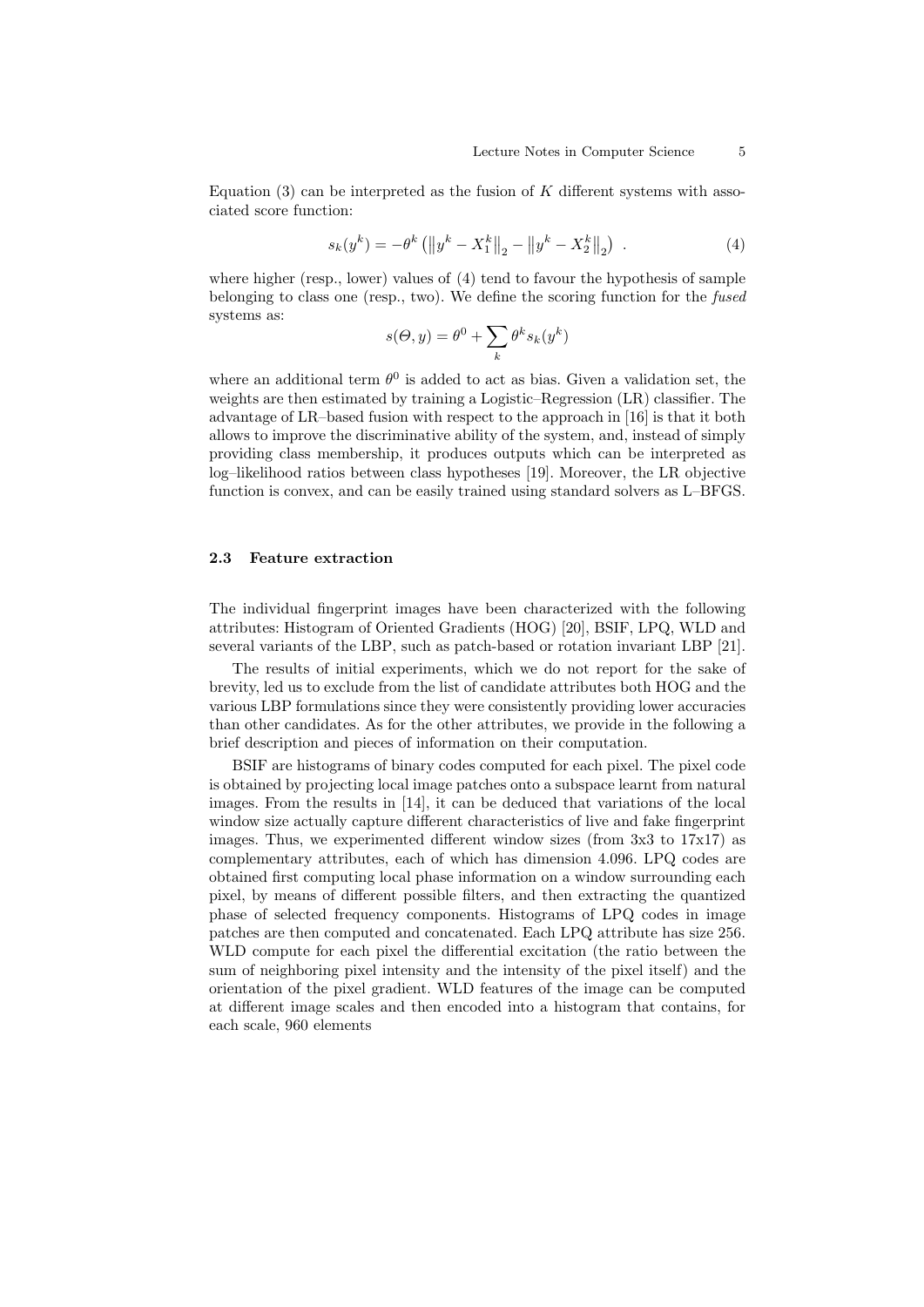Equation (3) can be interpreted as the fusion of $K$ different systems with associated score function:

$$s_k(y^k) = -\theta^k \left( \left\| y^k - X_1^k \right\|_2 - \left\| y^k - X_2^k \right\|_2 \right) \ . \tag{4}$$

where higher (resp., lower) values of (4) tend to favour the hypothesis of sample belonging to class one (resp., two). We define the scoring function for the *fused* systems as:

$$s(\Theta, y) = \theta^0 + \sum_k \theta^k s_k(y^k)$$

where an additional term $\theta^0$ is added to act as bias. Given a validation set, the weights are then estimated by training a Logistic–Regression (LR) classifier. The advantage of LR–based fusion with respect to the approach in [16] is that it both allows to improve the discriminative ability of the system, and, instead of simply providing class membership, it produces outputs which can be interpreted as log–likelihood ratios between class hypotheses [19]. Moreover, the LR objective function is convex, and can be easily trained using standard solvers as L–BFGS.

### 2.3 Feature extraction

The individual fingerprint images have been characterized with the following attributes: Histogram of Oriented Gradients (HOG) [20], BSIF, LPQ, WLD and several variants of the LBP, such as patch-based or rotation invariant LBP [21].

The results of initial experiments, which we do not report for the sake of brevity, led us to exclude from the list of candidate attributes both HOG and the various LBP formulations since they were consistently providing lower accuracies than other candidates. As for the other attributes, we provide in the following a brief description and pieces of information on their computation.

BSIF are histograms of binary codes computed for each pixel. The pixel code is obtained by projecting local image patches onto a subspace learnt from natural images. From the results in [14], it can be deduced that variations of the local window size actually capture different characteristics of live and fake fingerprint images. Thus, we experimented different window sizes (from 3x3 to 17x17) as complementary attributes, each of which has dimension 4.096. LPQ codes are obtained first computing local phase information on a window surrounding each pixel, by means of different possible filters, and then extracting the quantized phase of selected frequency components. Histograms of LPQ codes in image patches are then computed and concatenated. Each LPQ attribute has size 256. WLD compute for each pixel the differential excitation (the ratio between the sum of neighboring pixel intensity and the intensity of the pixel itself) and the orientation of the pixel gradient. WLD features of the image can be computed at different image scales and then encoded into a histogram that contains, for each scale, 960 elements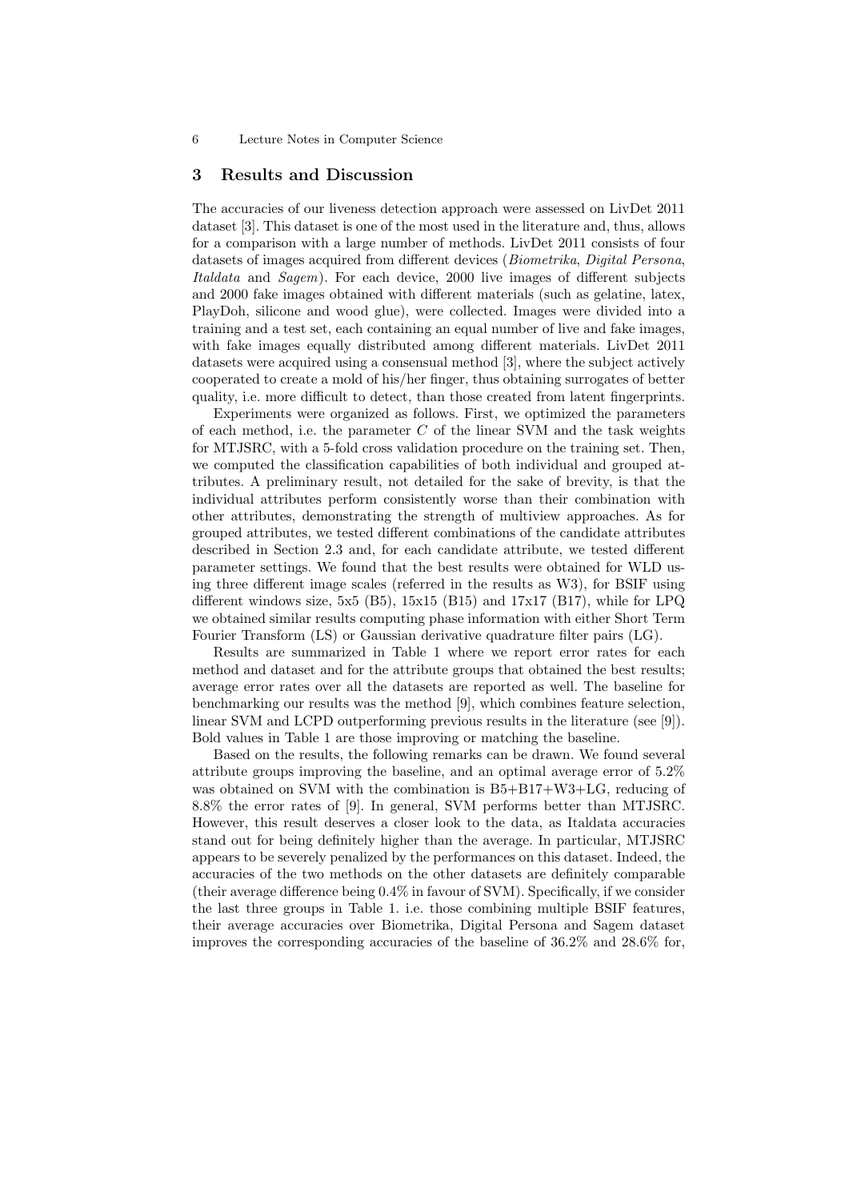## 3 Results and Discussion

The accuracies of our liveness detection approach were assessed on LivDet 2011 dataset [3]. This dataset is one of the most used in the literature and, thus, allows for a comparison with a large number of methods. LivDet 2011 consists of four datasets of images acquired from different devices (*Biometrika*, *Digital Persona*, *Italdata* and *Sagem*). For each device, 2000 live images of different subjects and 2000 fake images obtained with different materials (such as gelatine, latex, PlayDoh, silicone and wood glue), were collected. Images were divided into a training and a test set, each containing an equal number of live and fake images, with fake images equally distributed among different materials. LivDet 2011 datasets were acquired using a consensual method [3], where the subject actively cooperated to create a mold of his/her finger, thus obtaining surrogates of better quality, i.e. more difficult to detect, than those created from latent fingerprints.

Experiments were organized as follows. First, we optimized the parameters of each method, i.e. the parameter $C$ of the linear SVM and the task weights for MTJSRC, with a 5-fold cross validation procedure on the training set. Then, we computed the classification capabilities of both individual and grouped attributes. A preliminary result, not detailed for the sake of brevity, is that the individual attributes perform consistently worse than their combination with other attributes, demonstrating the strength of multiview approaches. As for grouped attributes, we tested different combinations of the candidate attributes described in Section 2.3 and, for each candidate attribute, we tested different parameter settings. We found that the best results were obtained for WLD using three different image scales (referred in the results as W3), for BSIF using different windows size, 5x5 (B5), 15x15 (B15) and 17x17 (B17), while for LPQ we obtained similar results computing phase information with either Short Term Fourier Transform (LS) or Gaussian derivative quadrature filter pairs (LG).

Results are summarized in Table 1 where we report error rates for each method and dataset and for the attribute groups that obtained the best results; average error rates over all the datasets are reported as well. The baseline for benchmarking our results was the method [9], which combines feature selection, linear SVM and LCPD outperforming previous results in the literature (see [9]). Bold values in Table 1 are those improving or matching the baseline.

Based on the results, the following remarks can be drawn. We found several attribute groups improving the baseline, and an optimal average error of 5.2% was obtained on SVM with the combination is B5+B17+W3+LG, reducing of 8.8% the error rates of [9]. In general, SVM performs better than MTJSRC. However, this result deserves a closer look to the data, as Italdata accuracies stand out for being definitely higher than the average. In particular, MTJSRC appears to be severely penalized by the performances on this dataset. Indeed, the accuracies of the two methods on the other datasets are definitely comparable (their average difference being 0.4% in favour of SVM). Specifically, if we consider the last three groups in Table 1. i.e. those combining multiple BSIF features, their average accuracies over Biometrika, Digital Persona and Sagem dataset improves the corresponding accuracies of the baseline of 36.2% and 28.6% for,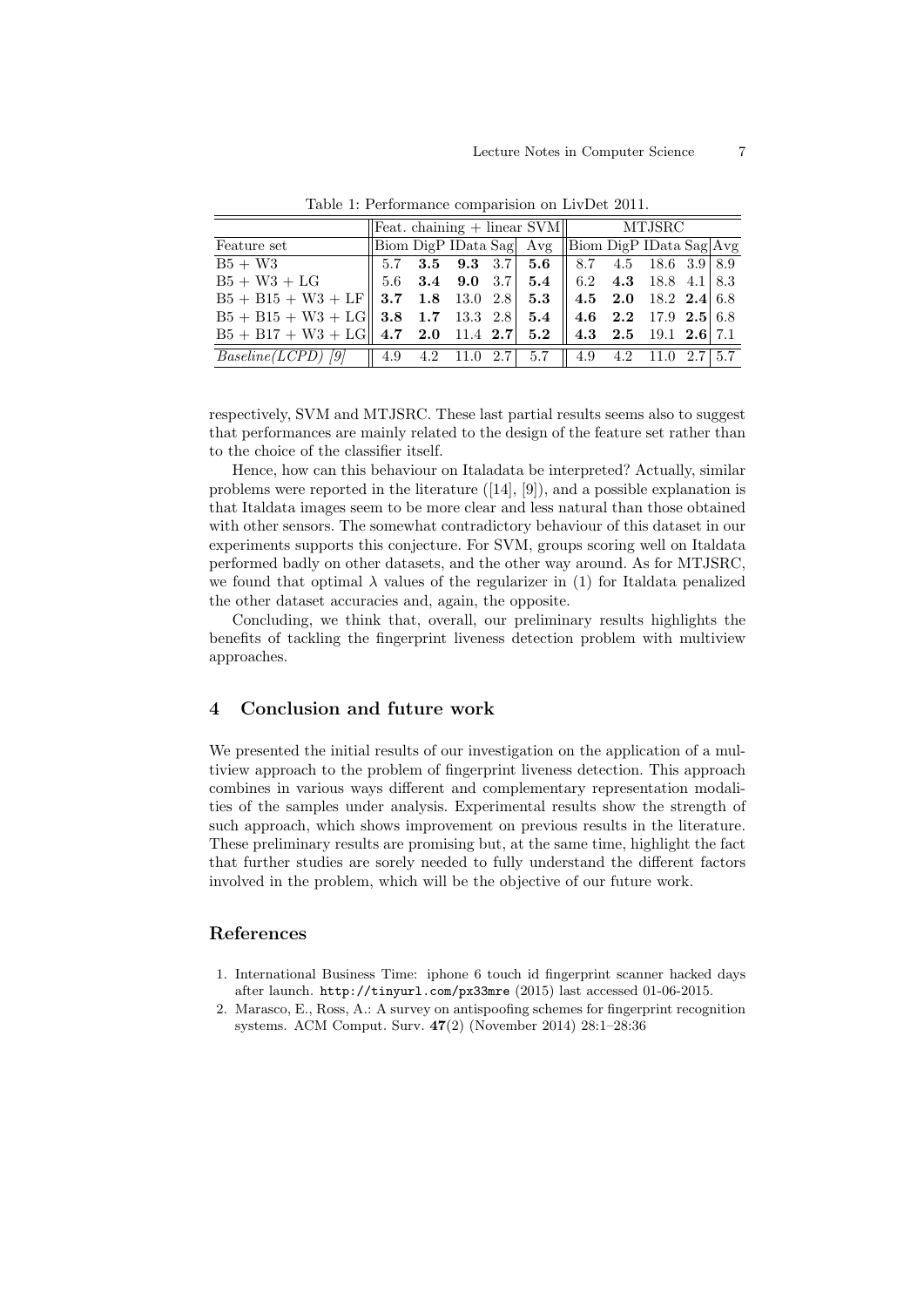Table 1: Performance comparision on LivDet 2011.

| | Feat. chaining + linear SVM | | | | | MTJSRC | | | | |
|---|---|---|---|---|---|---|---|---|---|---|
| Feature set | Biom | DigP | IData | Sag | Avg | Biom | DigP | IData | Sag | Avg |
| B5 + W3 | 5.7 | **3.5** | **9.3** | 3.7 | **5.6** | 8.7 | 4.5 | 18.6 | 3.9 | 8.9 |
| B5 + W3 + LG | 5.6 | **3.4** | **9.0** | 3.7 | **5.4** | 6.2 | **4.3** | 18.8 | 4.1 | 8.3 |
| B5 + B15 + W3 + LF | **3.7** | **1.8** | 13.0 | 2.8 | **5.3** | **4.5** | **2.0** | 18.2 | **2.4** | 6.8 |
| B5 + B15 + W3 + LG | **3.8** | **1.7** | 13.3 | 2.8 | **5.4** | **4.6** | **2.2** | 17.9 | **2.5** | 6.8 |
| B5 + B17 + W3 + LG | **4.7** | **2.0** | 11.4 | **2.7** | **5.2** | **4.3** | **2.5** | 19.1 | **2.6** | 7.1 |
| *Baseline(LCPD) [9]* | 4.9 | 4.2 | 11.0 | 2.7 | 5.7 | 4.9 | 4.2 | 11.0 | 2.7 | 5.7 |

respectively, SVM and MTJSRC. These last partial results seems also to suggest that performances are mainly related to the design of the feature set rather than to the choice of the classifier itself.

Hence, how can this behaviour on Italadata be interpreted? Actually, similar problems were reported in the literature ([14], [9]), and a possible explanation is that Italdata images seem to be more clear and less natural than those obtained with other sensors. The somewhat contradictory behaviour of this dataset in our experiments supports this conjecture. For SVM, groups scoring well on Italdata performed badly on other datasets, and the other way around. As for MTJSRC, we found that optimal $\lambda$ values of the regularizer in (1) for Italdata penalized the other dataset accuracies and, again, the opposite.

Concluding, we think that, overall, our preliminary results highlights the benefits of tackling the fingerprint liveness detection problem with multiview approaches.

## 4 Conclusion and future work

We presented the initial results of our investigation on the application of a multiview approach to the problem of fingerprint liveness detection. This approach combines in various ways different and complementary representation modalities of the samples under analysis. Experimental results show the strength of such approach, which shows improvement on previous results in the literature. These preliminary results are promising but, at the same time, highlight the fact that further studies are sorely needed to fully understand the different factors involved in the problem, which will be the objective of our future work.

## References

1. International Business Time: iphone 6 touch id fingerprint scanner hacked days after launch. `http://tinyurl.com/px33mre` (2015) last accessed 01-06-2015.
2. Marasco, E., Ross, A.: A survey on antispoofing schemes for fingerprint recognition systems. ACM Comput. Surv. **47**(2) (November 2014) 28:1–28:36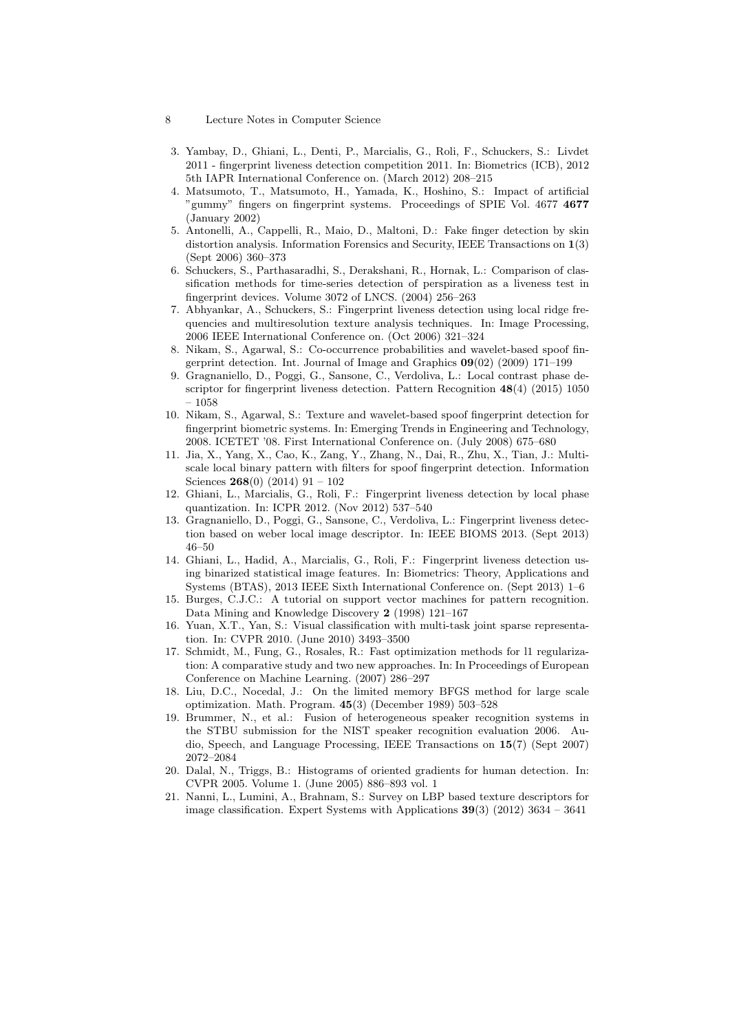3. Yambay, D., Ghiani, L., Denti, P., Marcialis, G., Roli, F., Schuckers, S.: Livdet 2011 - fingerprint liveness detection competition 2011. In: Biometrics (ICB), 2012 5th IAPR International Conference on. (March 2012) 208–215
4. Matsumoto, T., Matsumoto, H., Yamada, K., Hoshino, S.: Impact of artificial "gummy" fingers on fingerprint systems. Proceedings of SPIE Vol. 4677 **4677** (January 2002)
5. Antonelli, A., Cappelli, R., Maio, D., Maltoni, D.: Fake finger detection by skin distortion analysis. Information Forensics and Security, IEEE Transactions on **1**(3) (Sept 2006) 360–373
6. Schuckers, S., Parthasaradhi, S., Derakshani, R., Hornak, L.: Comparison of classification methods for time-series detection of perspiration as a liveness test in fingerprint devices. Volume 3072 of LNCS. (2004) 256–263
7. Abhyankar, A., Schuckers, S.: Fingerprint liveness detection using local ridge frequencies and multiresolution texture analysis techniques. In: Image Processing, 2006 IEEE International Conference on. (Oct 2006) 321–324
8. Nikam, S., Agarwal, S.: Co-occurrence probabilities and wavelet-based spoof fingerprint detection. Int. Journal of Image and Graphics **09**(02) (2009) 171–199
9. Gragnaniello, D., Poggi, G., Sansone, C., Verdoliva, L.: Local contrast phase descriptor for fingerprint liveness detection. Pattern Recognition **48**(4) (2015) 1050 – 1058
10. Nikam, S., Agarwal, S.: Texture and wavelet-based spoof fingerprint detection for fingerprint biometric systems. In: Emerging Trends in Engineering and Technology, 2008. ICETET '08. First International Conference on. (July 2008) 675–680
11. Jia, X., Yang, X., Cao, K., Zang, Y., Zhang, N., Dai, R., Zhu, X., Tian, J.: Multi-scale local binary pattern with filters for spoof fingerprint detection. Information Sciences **268**(0) (2014) 91 – 102
12. Ghiani, L., Marcialis, G., Roli, F.: Fingerprint liveness detection by local phase quantization. In: ICPR 2012. (Nov 2012) 537–540
13. Gragnaniello, D., Poggi, G., Sansone, C., Verdoliva, L.: Fingerprint liveness detection based on weber local image descriptor. In: IEEE BIOMS 2013. (Sept 2013) 46–50
14. Ghiani, L., Hadid, A., Marcialis, G., Roli, F.: Fingerprint liveness detection using binarized statistical image features. In: Biometrics: Theory, Applications and Systems (BTAS), 2013 IEEE Sixth International Conference on. (Sept 2013) 1–6
15. Burges, C.J.C.: A tutorial on support vector machines for pattern recognition. Data Mining and Knowledge Discovery **2** (1998) 121–167
16. Yuan, X.T., Yan, S.: Visual classification with multi-task joint sparse representation. In: CVPR 2010. (June 2010) 3493–3500
17. Schmidt, M., Fung, G., Rosales, R.: Fast optimization methods for l1 regularization: A comparative study and two new approaches. In: In Proceedings of European Conference on Machine Learning. (2007) 286–297
18. Liu, D.C., Nocedal, J.: On the limited memory BFGS method for large scale optimization. Math. Program. **45**(3) (December 1989) 503–528
19. Brummer, N., et al.: Fusion of heterogeneous speaker recognition systems in the STBU submission for the NIST speaker recognition evaluation 2006. Audio, Speech, and Language Processing, IEEE Transactions on **15**(7) (Sept 2007) 2072–2084
20. Dalal, N., Triggs, B.: Histograms of oriented gradients for human detection. In: CVPR 2005. Volume 1. (June 2005) 886–893 vol. 1
21. Nanni, L., Lumini, A., Brahnam, S.: Survey on LBP based texture descriptors for image classification. Expert Systems with Applications **39**(3) (2012) 3634 – 3641